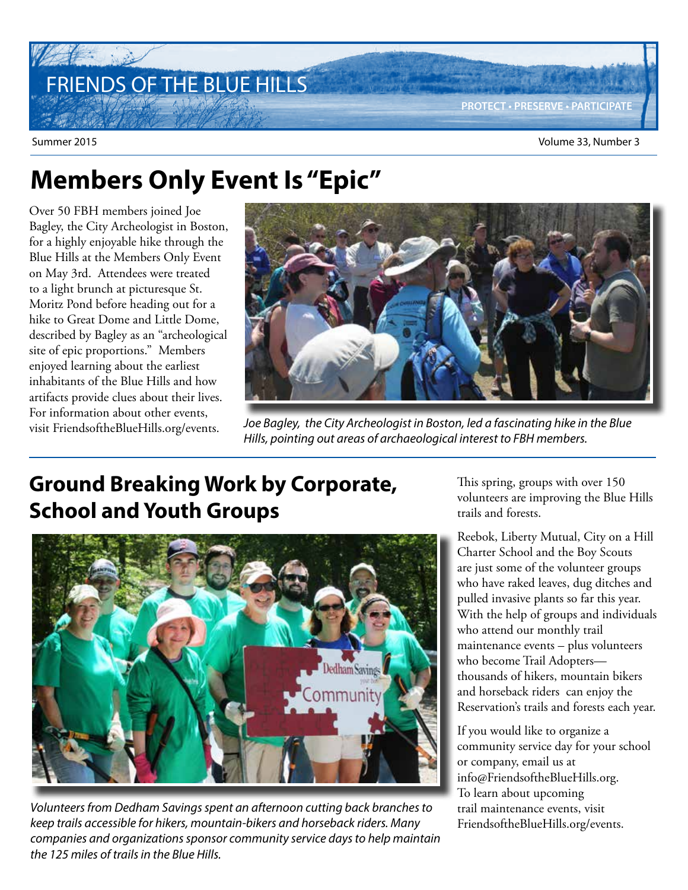# FRIENDS OF THE BLUE HILLS

PROTECT • PRESERVE • PARTICIPATE

Summer 2015

Volume 33, Number 3

## Members Only Event Is "Epic"

Over 50 FBH members joined Joe Bagley, the City Archeologist in Boston, for a highly enjoyable hike through the Blue Hills at the Members Only Event on May 3rd. Attendees were treated to a light brunch at picturesque St. Moritz Pond before heading out for a hike to Great Dome and Little Dome, described by Bagley as an "archeological site of epic proportions." Members enjoyed learning about the earliest inhabitants of the Blue Hills and how artifacts provide clues about their lives. For information about other events, visit FriendsoftheBlueHills.org/events.

*Joe Bagley, the City Archeologist in Boston, led a fascinating hike in the Blue Hills, pointing out areas of archaeological interest to FBH members.*

## Ground Breaking Work by Corporate, School and Youth Groups

*Volunteers from Dedham Savings spent an afternoon cutting back branches to keep trails accessible for hikers, mountain-bikers and horseback riders. Many companies and organizations sponsor community service days to help maintain the 125 miles of trails in the Blue Hills.*

This spring, groups with over 150 volunteers are improving the Blue Hills trails and forests.

Reebok, Liberty Mutual, City on a Hill Charter School and the Boy Scouts are just some of the volunteer groups who have raked leaves, dug ditches and pulled invasive plants so far this year. With the help of groups and individuals who attend our monthly trail maintenance events – plus volunteers who become Trail Adopters— thousands of hikers, mountain bikers and horseback riders can enjoy the Reservation's trails and forests each year.

If you would like to organize a community service day for your school or company, email us at info@FriendsoftheBlueHills.org. To learn about upcoming trail maintenance events, visit FriendsoftheBlueHills.org/events.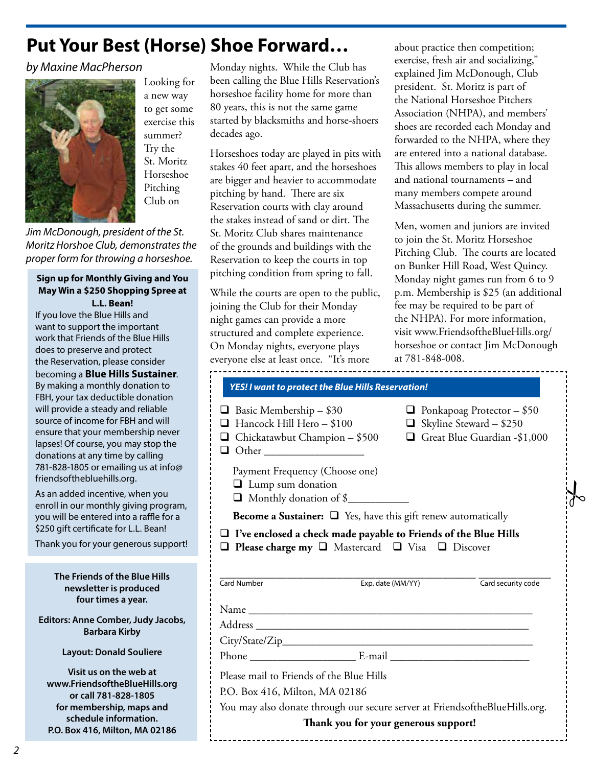# Put Your Best (Horse) Shoe Forward…

*by Maxine MacPherson*

*Jim McDonough, president of the St. Moritz Horshoe Club, demonstrates the proper form for throwing a horseshoe.*

Looking for a new way to get some exercise this summer? Try the St. Moritz Horseshoe Pitching Club on Monday nights. While the Club has been calling the Blue Hills Reservation's horseshoe facility home for more than 80 years, this is not the same game started by blacksmiths and horse-shoers decades ago.

Horseshoes today are played in pits with stakes 40 feet apart, and the horseshoes are bigger and heavier to accommodate pitching by hand. There are six Reservation courts with clay around the stakes instead of sand or dirt. The St. Moritz Club shares maintenance of the grounds and buildings with the Reservation to keep the courts in top pitching condition from spring to fall.

While the courts are open to the public, joining the Club for their Monday night games can provide a more structured and complete experience. On Monday nights, everyone plays everyone else at least once. "It's more about practice then competition; exercise, fresh air and socializing," explained Jim McDonough, Club president. St. Moritz is part of the National Horseshoe Pitchers Association (NHPA), and members' shoes are recorded each Monday and forwarded to the NHPA, where they are entered into a national database. This allows members to play in local and national tournaments – and many members compete around Massachusetts during the summer.

Men, women and juniors are invited to join the St. Moritz Horseshoe Pitching Club. The courts are located on Bunker Hill Road, West Quincy. Monday night games run from 6 to 9 p.m. Membership is $25 (an additional fee may be required to be part of the NHPA). For more information, visit www.FriendsoftheBlueHills.org/horseshoe or contact Jim McDonough at 781-848-008.

---

**Sign up for Monthly Giving and You May Win a $250 Shopping Spree at L.L. Bean!**

If you love the Blue Hills and want to support the important work that Friends of the Blue Hills does to preserve and protect the Reservation, please consider becoming a **Blue Hills Sustainer**. By making a monthly donation to FBH, your tax deductible donation will provide a steady and reliable source of income for FBH and will ensure that your membership never lapses! Of course, you may stop the donations at any time by calling 781-828-1805 or emailing us at info@friendsofthebluehills.org.

As an added incentive, when you enroll in our monthly giving program, you will be entered into a raffle for a $250 gift certificate for L.L. Bean!

Thank you for your generous support!

---

**The Friends of the Blue Hills newsletter is produced four times a year.**

**Editors: Anne Comber, Judy Jacobs, Barbara Kirby**

**Layout: Donald Souliere**

**Visit us on the web at www.FriendsoftheBlueHills.org or call 781-828-1805 for membership, maps and schedule information. P.O. Box 416, Milton, MA 02186**

---

***YES! I want to protect the Blue Hills Reservation!***

- ❑ Basic Membership – $30
- ❑ Hancock Hill Hero – $100
- ❑ Chickatawbut Champion – $500
- ❑ Other ________________
- ❑ Ponkapoag Protector – $50
- ❑ Skyline Steward – $250
- ❑ Great Blue Guardian -$1,000

Payment Frequency (Choose one)

- ❑ Lump sum donation
- ❑ Monthly donation of $__________

**Become a Sustainer:** ❑ Yes, have this gift renew automatically

❑ **I've enclosed a check made payable to Friends of the Blue Hills**

❑ **Please charge my** ❑ Mastercard ❑ Visa ❑ Discover

Card Number ____________ Exp. date (MM/YY) ____________ Card security code ____________

Name ________________________________

Address ________________________________

City/State/Zip ________________________________

Phone ________________ E-mail ________________

Please mail to Friends of the Blue Hills

P.O. Box 416, Milton, MA 02186

You may also donate through our secure server at FriendsoftheBlueHills.org.

**Thank you for your generous support!**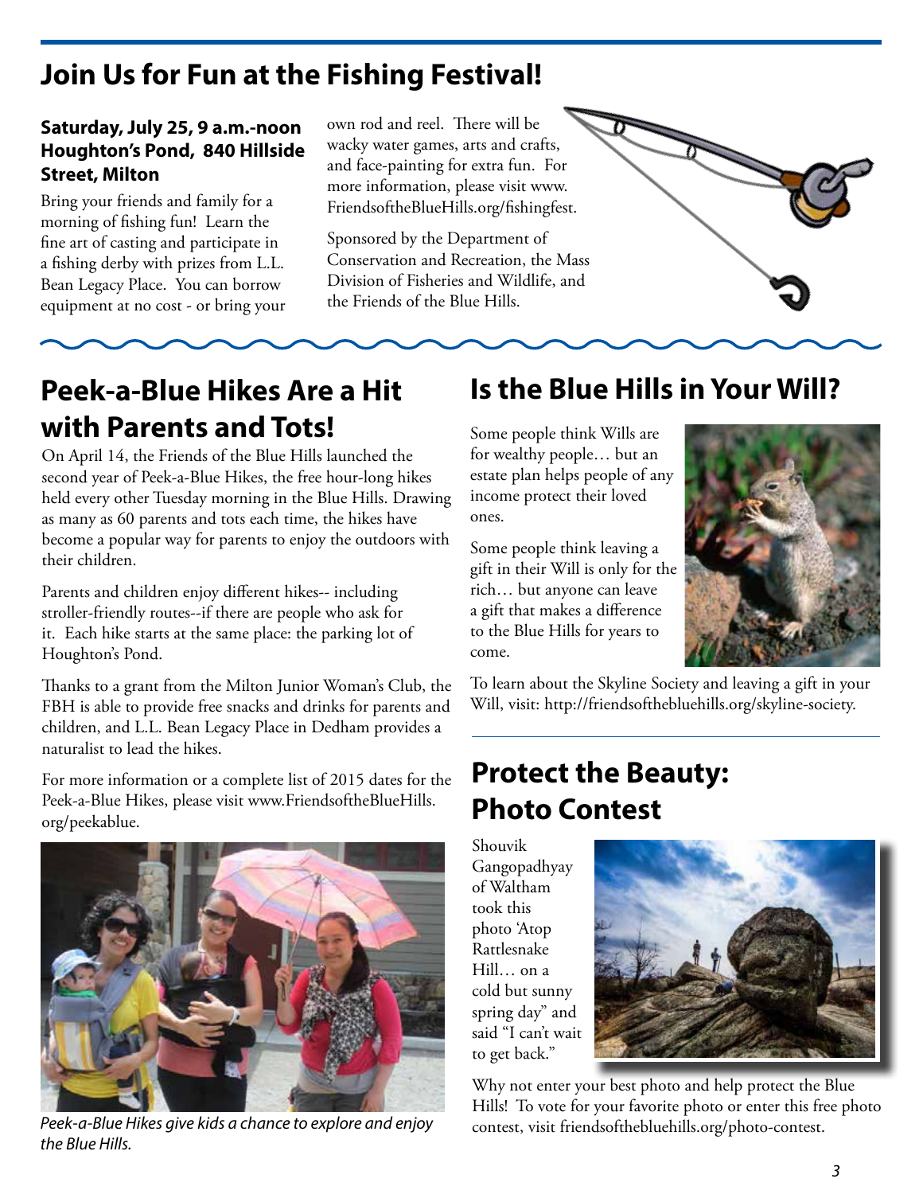## Join Us for Fun at the Fishing Festival!

**Saturday, July 25, 9 a.m.-noon**
**Houghton's Pond, 840 Hillside Street, Milton**

Bring your friends and family for a morning of fishing fun! Learn the fine art of casting and participate in a fishing derby with prizes from L.L. Bean Legacy Place. You can borrow equipment at no cost - or bring your own rod and reel. There will be wacky water games, arts and crafts, and face-painting for extra fun. For more information, please visit www.FriendsoftheBlueHills.org/fishingfest.

Sponsored by the Department of Conservation and Recreation, the Mass Division of Fisheries and Wildlife, and the Friends of the Blue Hills.

## Peek-a-Blue Hikes Are a Hit with Parents and Tots!

On April 14, the Friends of the Blue Hills launched the second year of Peek-a-Blue Hikes, the free hour-long hikes held every other Tuesday morning in the Blue Hills. Drawing as many as 60 parents and tots each time, the hikes have become a popular way for parents to enjoy the outdoors with their children.

Parents and children enjoy different hikes-- including stroller-friendly routes--if there are people who ask for it. Each hike starts at the same place: the parking lot of Houghton's Pond.

Thanks to a grant from the Milton Junior Woman's Club, the FBH is able to provide free snacks and drinks for parents and children, and L.L. Bean Legacy Place in Dedham provides a naturalist to lead the hikes.

For more information or a complete list of 2015 dates for the Peek-a-Blue Hikes, please visit www.FriendsoftheBlueHills.org/peekablue.

*Peek-a-Blue Hikes give kids a chance to explore and enjoy the Blue Hills.*

## Is the Blue Hills in Your Will?

Some people think Wills are for wealthy people… but an estate plan helps people of any income protect their loved ones.

Some people think leaving a gift in their Will is only for the rich… but anyone can leave a gift that makes a difference to the Blue Hills for years to come.

To learn about the Skyline Society and leaving a gift in your Will, visit: http://friendsofthebluehills.org/skyline-society.

## Protect the Beauty: Photo Contest

Shouvik Gangopadhyay of Waltham took this photo 'Atop Rattlesnake Hill… on a cold but sunny spring day" and said "I can't wait to get back."

Why not enter your best photo and help protect the Blue Hills! To vote for your favorite photo or enter this free photo contest, visit friendsofthebluehills.org/photo-contest.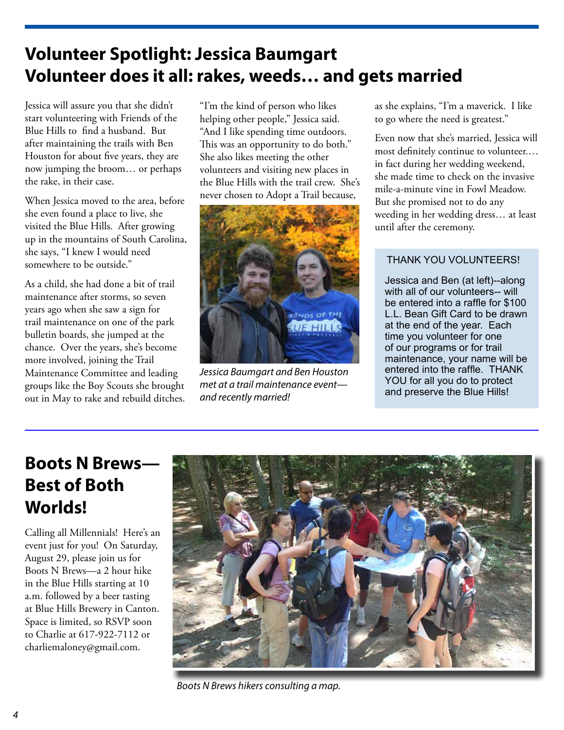## Volunteer Spotlight: Jessica Baumgart
## Volunteer does it all: rakes, weeds… and gets married

Jessica will assure you that she didn't start volunteering with Friends of the Blue Hills to find a husband. But after maintaining the trails with Ben Houston for about five years, they are now jumping the broom… or perhaps the rake, in their case.

When Jessica moved to the area, before she even found a place to live, she visited the Blue Hills. After growing up in the mountains of South Carolina, she says, "I knew I would need somewhere to be outside."

As a child, she had done a bit of trail maintenance after storms, so seven years ago when she saw a sign for trail maintenance on one of the park bulletin boards, she jumped at the chance. Over the years, she's become more involved, joining the Trail Maintenance Committee and leading groups like the Boy Scouts she brought out in May to rake and rebuild ditches.

"I'm the kind of person who likes helping other people," Jessica said. "And I like spending time outdoors. This was an opportunity to do both." She also likes meeting the other volunteers and visiting new places in the Blue Hills with the trail crew. She's never chosen to Adopt a Trail because, as she explains, "I'm a maverick. I like to go where the need is greatest."

*Jessica Baumgart and Ben Houston met at a trail maintenance event—and recently married!*

Even now that she's married, Jessica will most definitely continue to volunteer.… in fact during her wedding weekend, she made time to check on the invasive mile-a-minute vine in Fowl Meadow. But she promised not to do any weeding in her wedding dress… at least until after the ceremony.

**THANK YOU VOLUNTEERS!**

Jessica and Ben (at left)--along with all of our volunteers-- will be entered into a raffle for $100 L.L. Bean Gift Card to be drawn at the end of the year. Each time you volunteer for one of our programs or for trail maintenance, your name will be entered into the raffle. THANK YOU for all you do to protect and preserve the Blue Hills!

## Boots N Brews—Best of Both Worlds!

Calling all Millennials! Here's an event just for you! On Saturday, August 29, please join us for Boots N Brews—a 2 hour hike in the Blue Hills starting at 10 a.m. followed by a beer tasting at Blue Hills Brewery in Canton. Space is limited, so RSVP soon to Charlie at 617-922-7112 or charliemaloney@gmail.com.

*Boots N Brews hikers consulting a map.*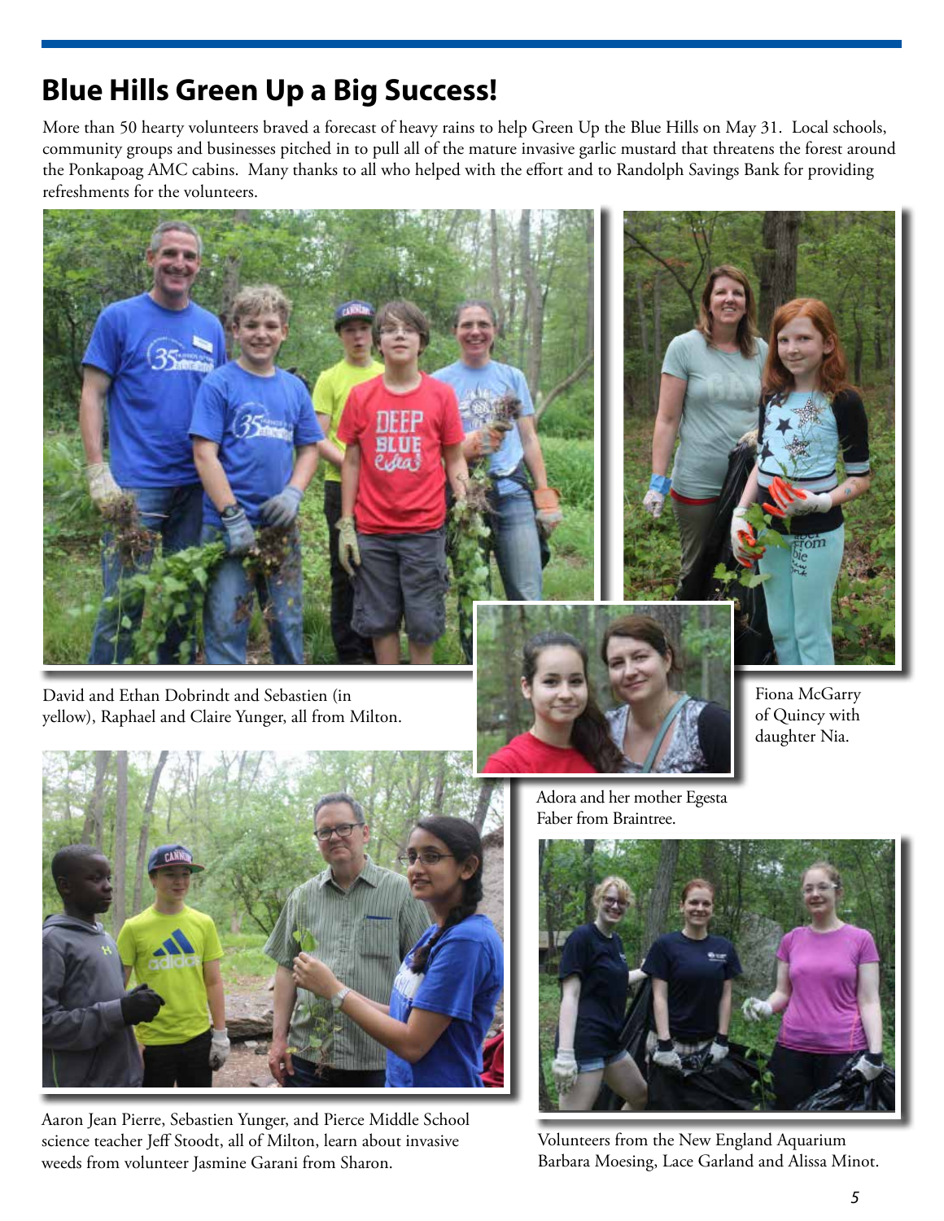## Blue Hills Green Up a Big Success!

More than 50 hearty volunteers braved a forecast of heavy rains to help Green Up the Blue Hills on May 31. Local schools, community groups and businesses pitched in to pull all of the mature invasive garlic mustard that threatens the forest around the Ponkapoag AMC cabins. Many thanks to all who helped with the effort and to Randolph Savings Bank for providing refreshments for the volunteers.

David and Ethan Dobrindt and Sebastien (in yellow), Raphael and Claire Yunger, all from Milton.

Fiona McGarry of Quincy with daughter Nia.

Adora and her mother Egesta Faber from Braintree.

Aaron Jean Pierre, Sebastien Yunger, and Pierce Middle School science teacher Jeff Stoodt, all of Milton, learn about invasive weeds from volunteer Jasmine Garani from Sharon.

Volunteers from the New England Aquarium Barbara Moesing, Lace Garland and Alissa Minot.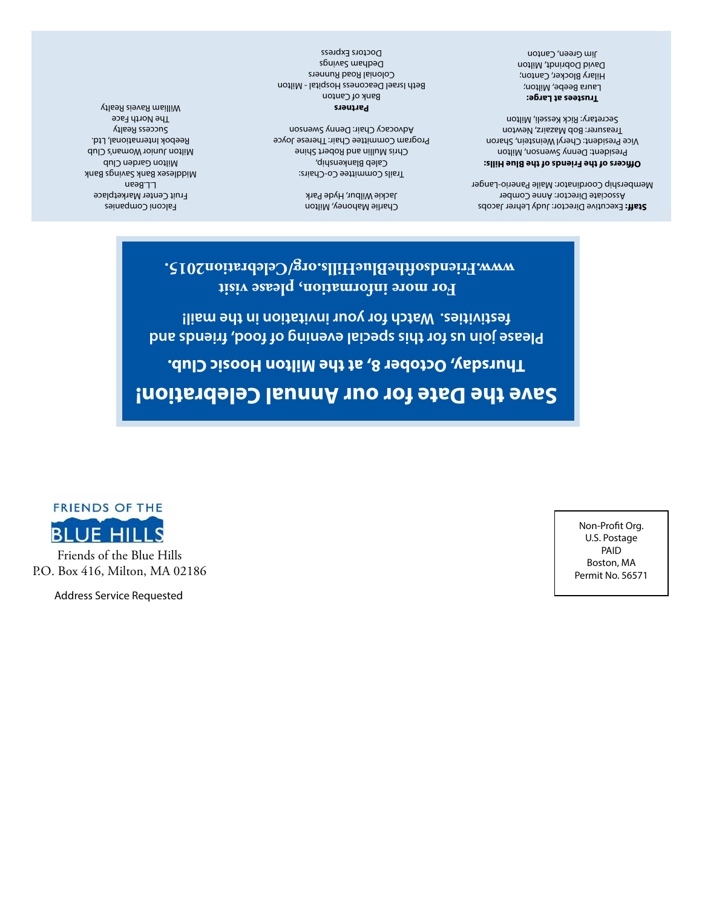**Staff:** Executive Director: Judy Lehrer Jacobs
Associate Director: Anne Comber
Membership Coordinator: Maile Panerio-Langer

**Officers of the Friends of the Blue Hills:**
President: Denny Swenson, Milton
Vice President: Cheryl Weinstein, Sharon
Treasurer: Bob Mazairz, Newton
Secretary: Rick Kesseli, Milton

**Trustees at Large:**
Laura Beebe, Milton;
Hilary Blocker, Canton;
David Dobrindt, Milton
Jim Green, Canton

Charlie Mahoney, Milton
Jackie Wilbur, Hyde Park

Trails Committee Co-Chairs:
Caleb Blankenship,
Chris Mullin and Robert Shine
Program Commitee Chair: Therese Joyce
Advocacy Chair: Denny Swenson

**Partners**
Bank of Canton
Beth Israel Deaconess Hospital - Milton
Colonial Road Runners
Dedham Savings
Doctors Express

Falconi Companies
Fruit Center Marketplace
L.L.Bean
Middlesex Bank Savings Bank
Milton Garden Club
Milton Junior Woman's Club
Reebok International, Ltd.
Success Realty
The North Face
William Raveis Realty

# Save the Date for our Annual Celebration!

**Thursday, October 8, at the Milton Hoosic Club.**

**Please join us for this special evening of food, friends and festivities. Watch for your invitation in the mail!**

**For more information, please visit www.FriendsoftheBlueHills.org/Celebration2015.**

FRIENDS OF THE BLUE HILLS

Friends of the Blue Hills
P.O. Box 416, Milton, MA 02186

Address Service Requested

Non-Profit Org.
U.S. Postage
PAID
Boston, MA
Permit No. 56571